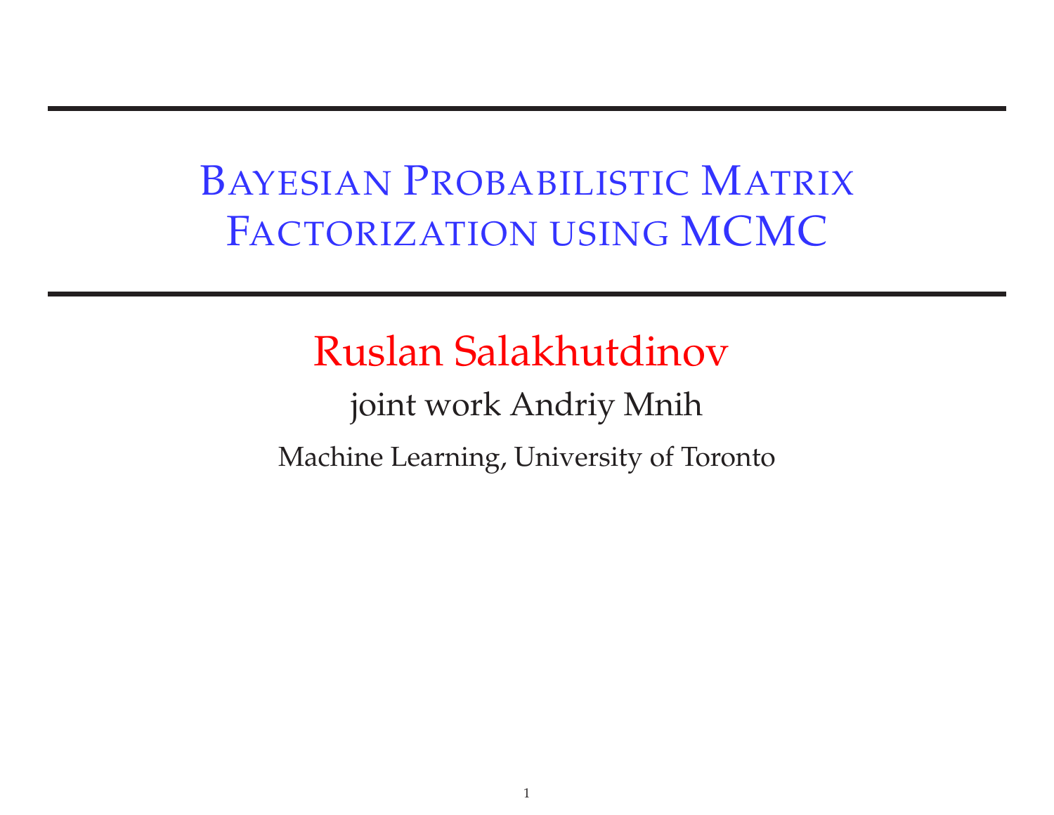# Bayesian Probabilistic Matrix Factorization using MCMC

**Ruslan Salakhutdinov**

joint work Andriy Mnih

Machine Learning, University of Toronto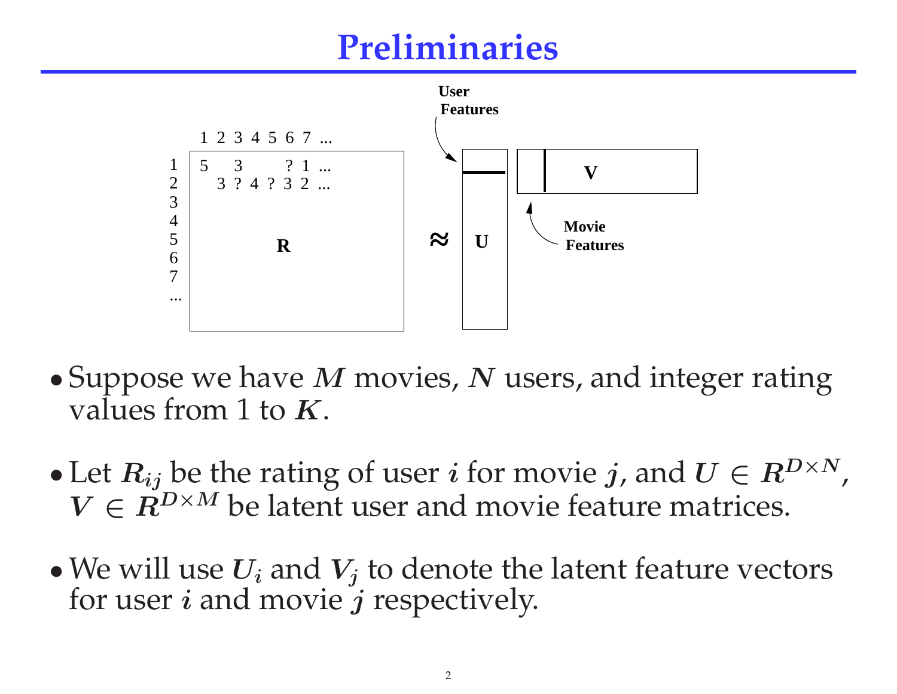# Preliminaries

- Suppose we have $M$ movies, $N$ users, and integer rating values from 1 to $K$.

- Let $R_{ij}$ be the rating of user $i$ for movie $j$, and $U \in R^{D \times N}$, $V \in R^{D \times M}$ be latent user and movie feature matrices.

- We will use $U_i$ and $V_j$ to denote the latent feature vectors for user $i$ and movie $j$ respectively.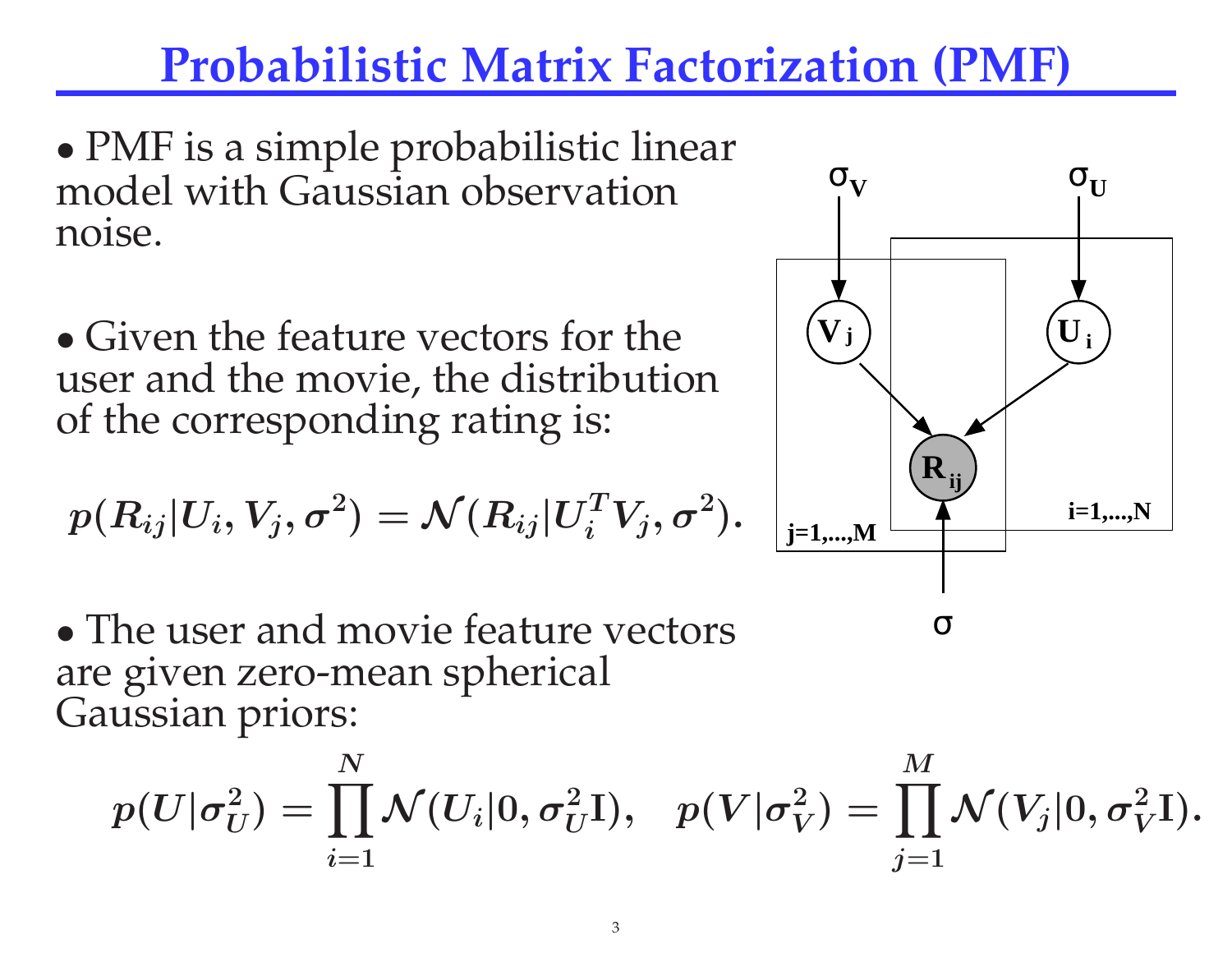# Probabilistic Matrix Factorization (PMF)

- PMF is a simple probabilistic linear model with Gaussian observation noise.

- Given the feature vectors for the user and the movie, the distribution of the corresponding rating is:

$$p(R_{ij}|U_i, V_j, \sigma^2) = \mathcal{N}(R_{ij}|U_i^T V_j, \sigma^2).$$

- The user and movie feature vectors are given zero-mean spherical Gaussian priors:

$$p(U|\sigma_U^2) = \prod_{i=1}^{N} \mathcal{N}(U_i|0, \sigma_U^2 \mathrm{I}), \quad p(V|\sigma_V^2) = \prod_{j=1}^{M} \mathcal{N}(V_j|0, \sigma_V^2 \mathrm{I}).$$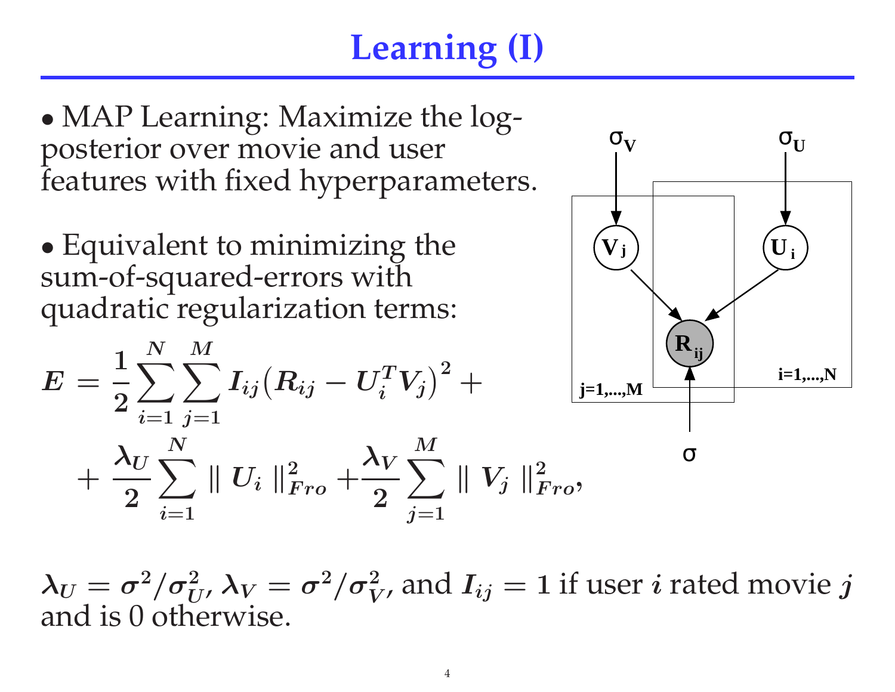# Learning (I)

- MAP Learning: Maximize the log-posterior over movie and user features with fixed hyperparameters.

- Equivalent to minimizing the sum-of-squared-errors with quadratic regularization terms:

$$
E = \frac{1}{2} \sum_{i=1}^{N} \sum_{j=1}^{M} I_{ij} \left( R_{ij} - U_i^T V_j \right)^2 + \\
+ \frac{\lambda_U}{2} \sum_{i=1}^{N} \parallel U_i \parallel_{Fro}^2 + \frac{\lambda_V}{2} \sum_{j=1}^{M} \parallel V_j \parallel_{Fro}^2 ,
$$

$\lambda_U = \sigma^2 / \sigma_U^2$, $\lambda_V = \sigma^2 / \sigma_V^2$, and $I_{ij} = 1$ if user $i$ rated movie $j$ and is 0 otherwise.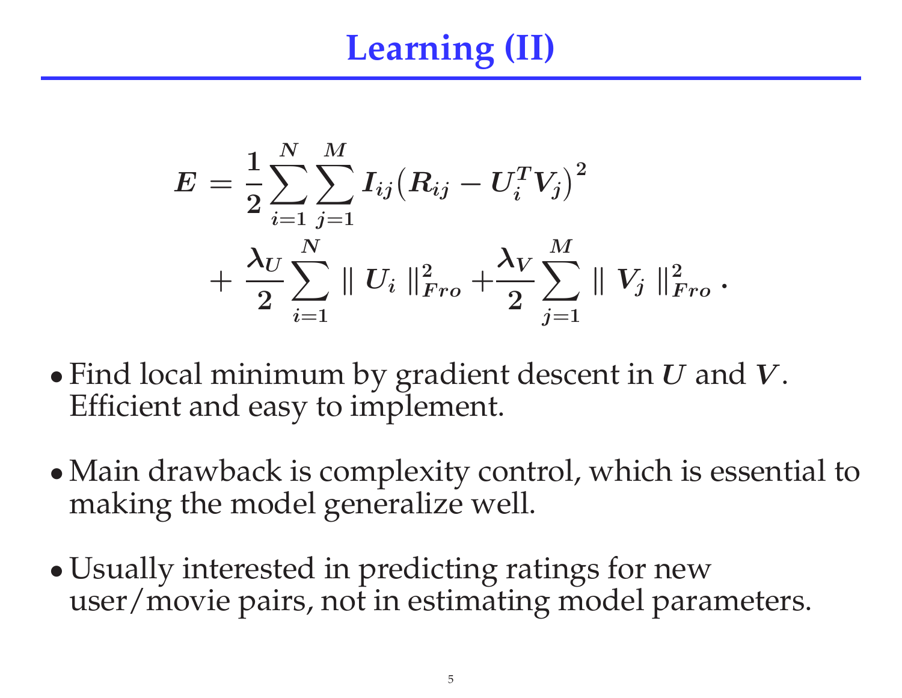# Learning (II)

$$
\begin{aligned}
E = & \frac{1}{2} \sum_{i=1}^{N} \sum_{j=1}^{M} I_{ij} \big( R_{ij} - U_i^T V_j \big)^2 \\
& + \frac{\lambda_U}{2} \sum_{i=1}^{N} \parallel U_i \parallel_{Fro}^2 + \frac{\lambda_V}{2} \sum_{j=1}^{M} \parallel V_j \parallel_{Fro}^2 .
\end{aligned}
$$

- Find local minimum by gradient descent in $U$ and $V$. Efficient and easy to implement.
- Main drawback is complexity control, which is essential to making the model generalize well.
- Usually interested in predicting ratings for new user/movie pairs, not in estimating model parameters.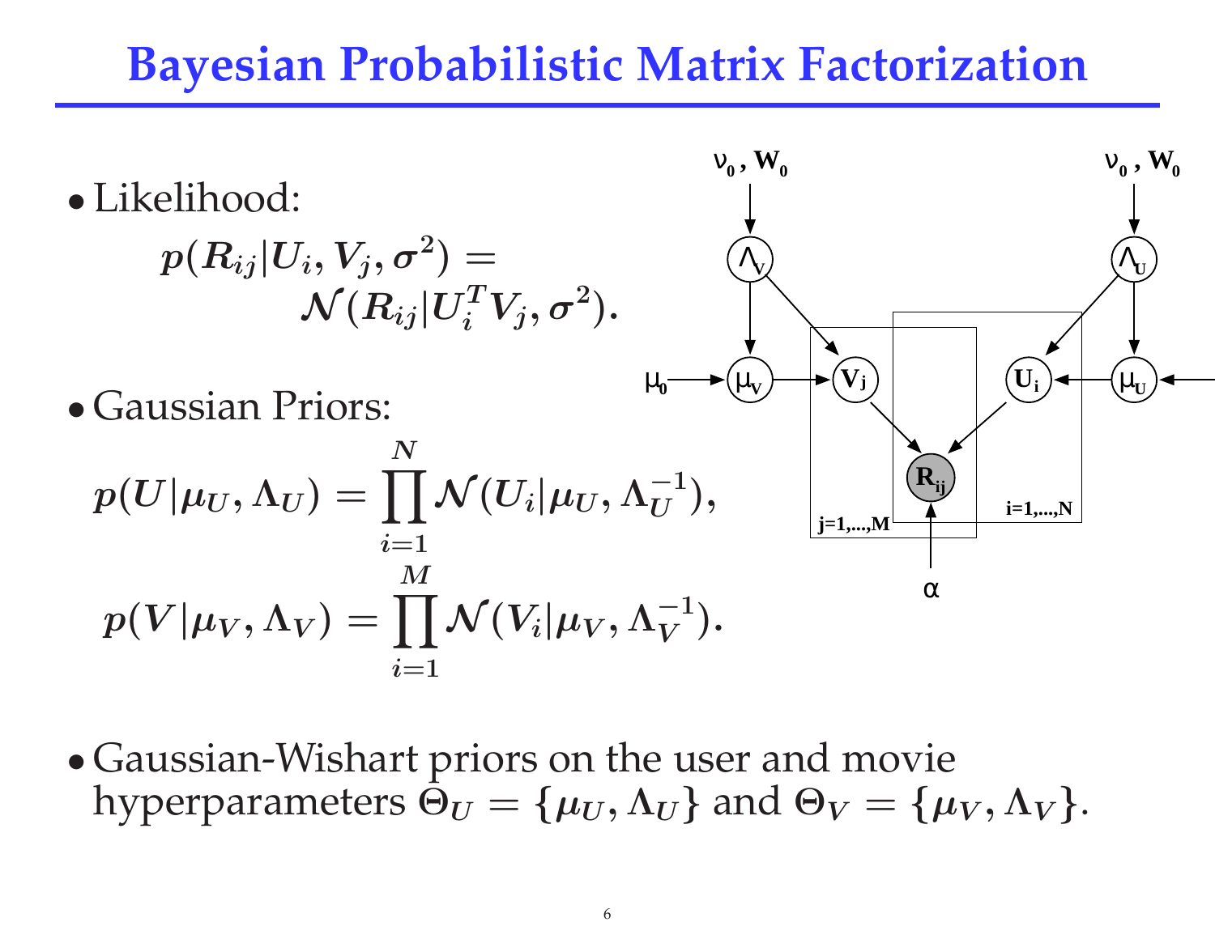# Bayesian Probabilistic Matrix Factorization

- Likelihood:

$$p(R_{ij}|U_i, V_j, \sigma^2) = \mathcal{N}(R_{ij}|U_i^T V_j, \sigma^2).$$

- Gaussian Priors:

$$p(U|\mu_U, \Lambda_U) = \prod_{i=1}^{N} \mathcal{N}(U_i|\mu_U, \Lambda_U^{-1}),$$

$$p(V|\mu_V, \Lambda_V) = \prod_{i=1}^{M} \mathcal{N}(V_i|\mu_V, \Lambda_V^{-1}).$$

- Gaussian-Wishart priors on the user and movie hyperparameters $\Theta_U = \{\mu_U, \Lambda_U\}$ and $\Theta_V = \{\mu_V, \Lambda_V\}$.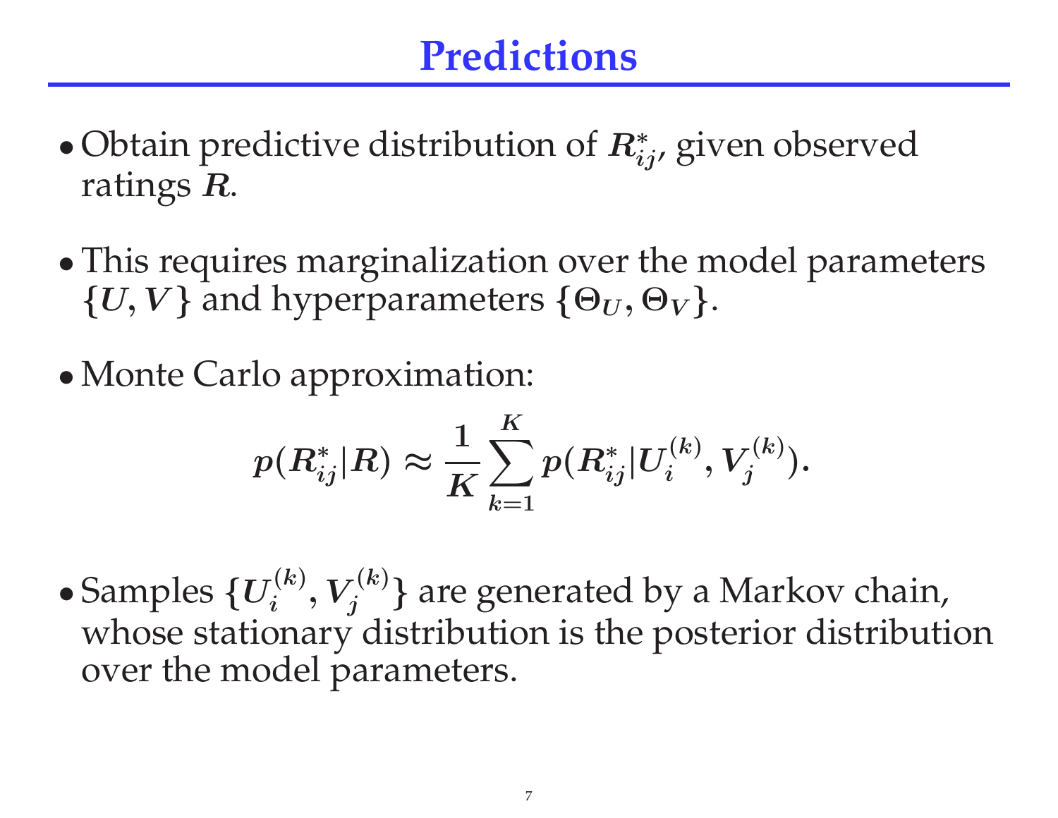# Predictions

- Obtain predictive distribution of $R^*_{ij}$, given observed ratings $R$.

- This requires marginalization over the model parameters $\{U, V\}$ and hyperparameters $\{\Theta_U, \Theta_V\}$.

- Monte Carlo approximation:

$$p(R^*_{ij}|R) \approx \frac{1}{K} \sum_{k=1}^{K} p(R^*_{ij}|U_i^{(k)}, V_j^{(k)}).$$

- Samples $\{U_i^{(k)}, V_j^{(k)}\}$ are generated by a Markov chain, whose stationary distribution is the posterior distribution over the model parameters.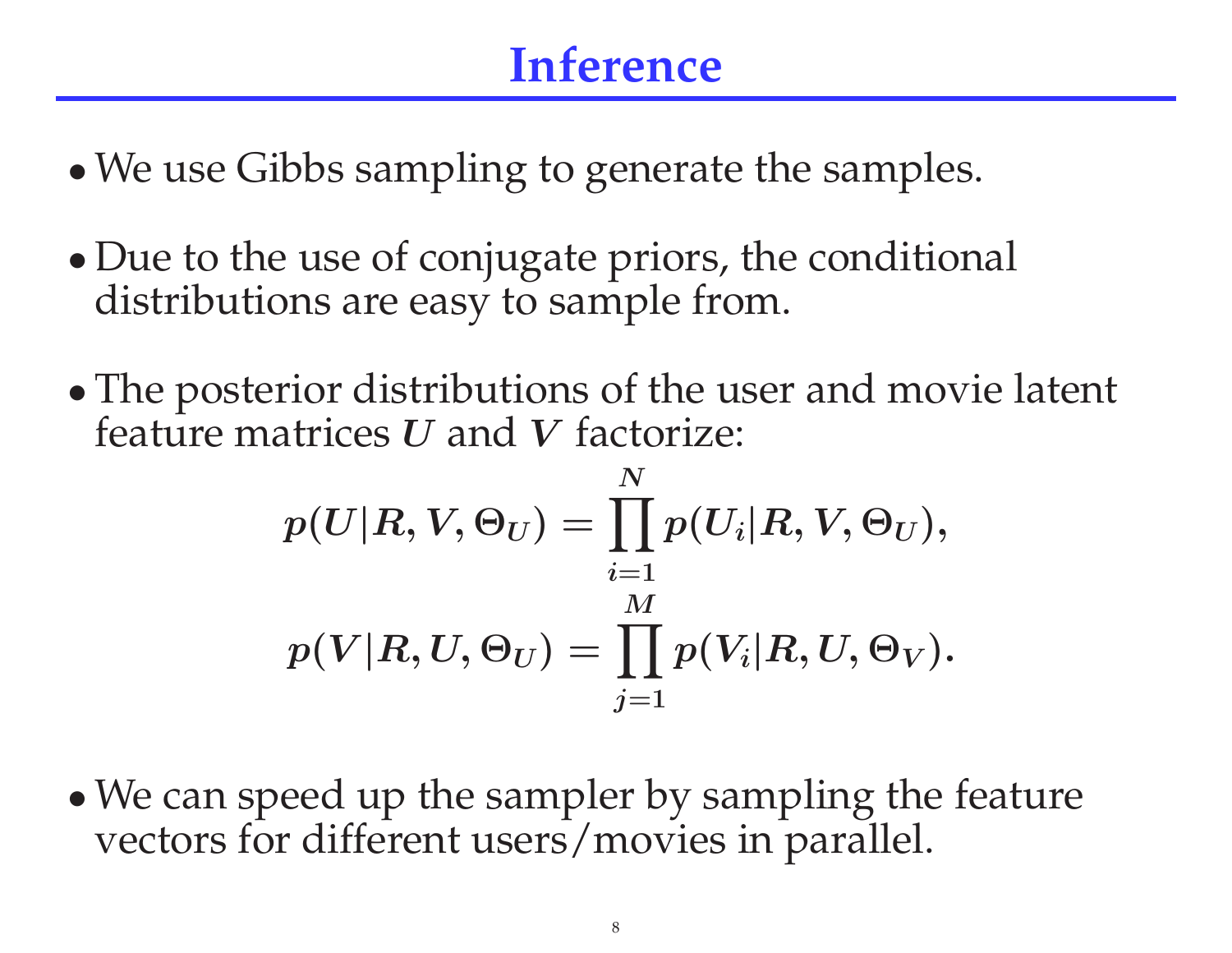# Inference

- We use Gibbs sampling to generate the samples.

- Due to the use of conjugate priors, the conditional distributions are easy to sample from.

- The posterior distributions of the user and movie latent feature matrices $\boldsymbol{U}$ and $\boldsymbol{V}$ factorize:

$$p(\boldsymbol{U}|\boldsymbol{R}, \boldsymbol{V}, \Theta_U) = \prod_{i=1}^{N} p(\boldsymbol{U}_i|\boldsymbol{R}, \boldsymbol{V}, \Theta_U),$$

$$p(\boldsymbol{V}|\boldsymbol{R}, \boldsymbol{U}, \Theta_U) = \prod_{j=1}^{M} p(\boldsymbol{V}_i|\boldsymbol{R}, \boldsymbol{U}, \Theta_V).$$

- We can speed up the sampler by sampling the feature vectors for different users/movies in parallel.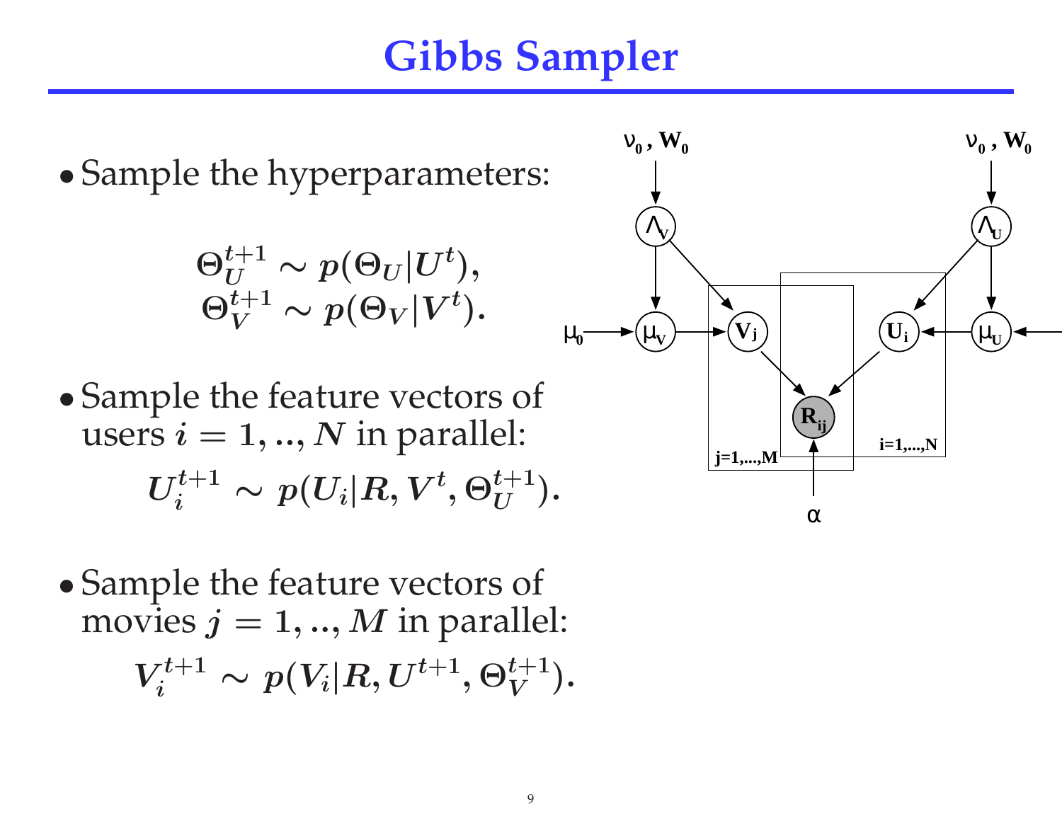# Gibbs Sampler

- Sample the hyperparameters:

$$\Theta_U^{t+1} \sim p(\Theta_U | U^t),$$
$$\Theta_V^{t+1} \sim p(\Theta_V | V^t).$$

- Sample the feature vectors of users $i = 1, .., N$ in parallel:

$$U_i^{t+1} \sim p(U_i | R, V^t, \Theta_U^{t+1}).$$

- Sample the feature vectors of movies $j = 1, .., M$ in parallel:

$$V_i^{t+1} \sim p(V_i | R, U^{t+1}, \Theta_V^{t+1}).$$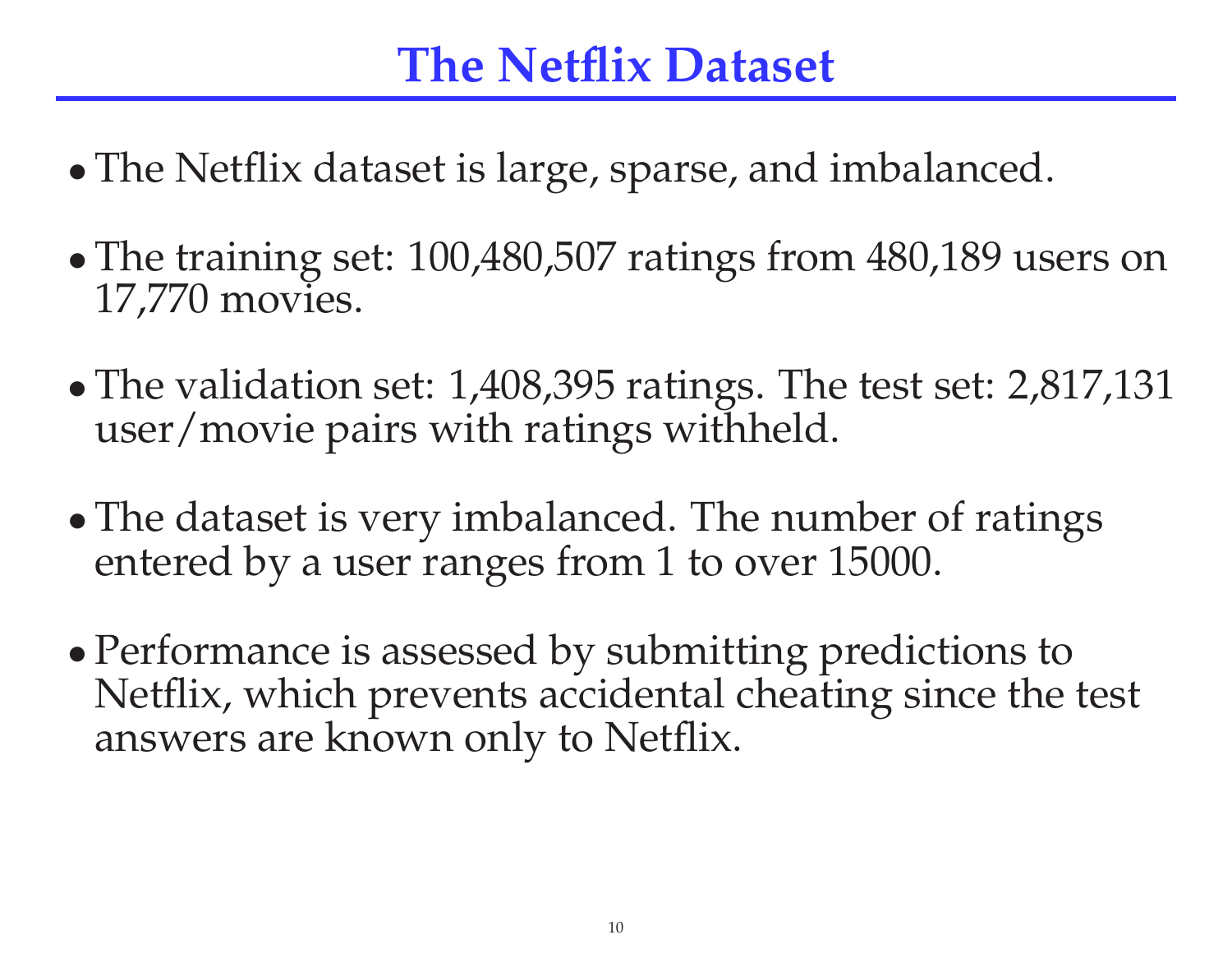# The Netflix Dataset

- The Netflix dataset is large, sparse, and imbalanced.
- The training set: 100,480,507 ratings from 480,189 users on 17,770 movies.
- The validation set: 1,408,395 ratings. The test set: 2,817,131 user/movie pairs with ratings withheld.
- The dataset is very imbalanced. The number of ratings entered by a user ranges from 1 to over 15000.
- Performance is assessed by submitting predictions to Netflix, which prevents accidental cheating since the test answers are known only to Netflix.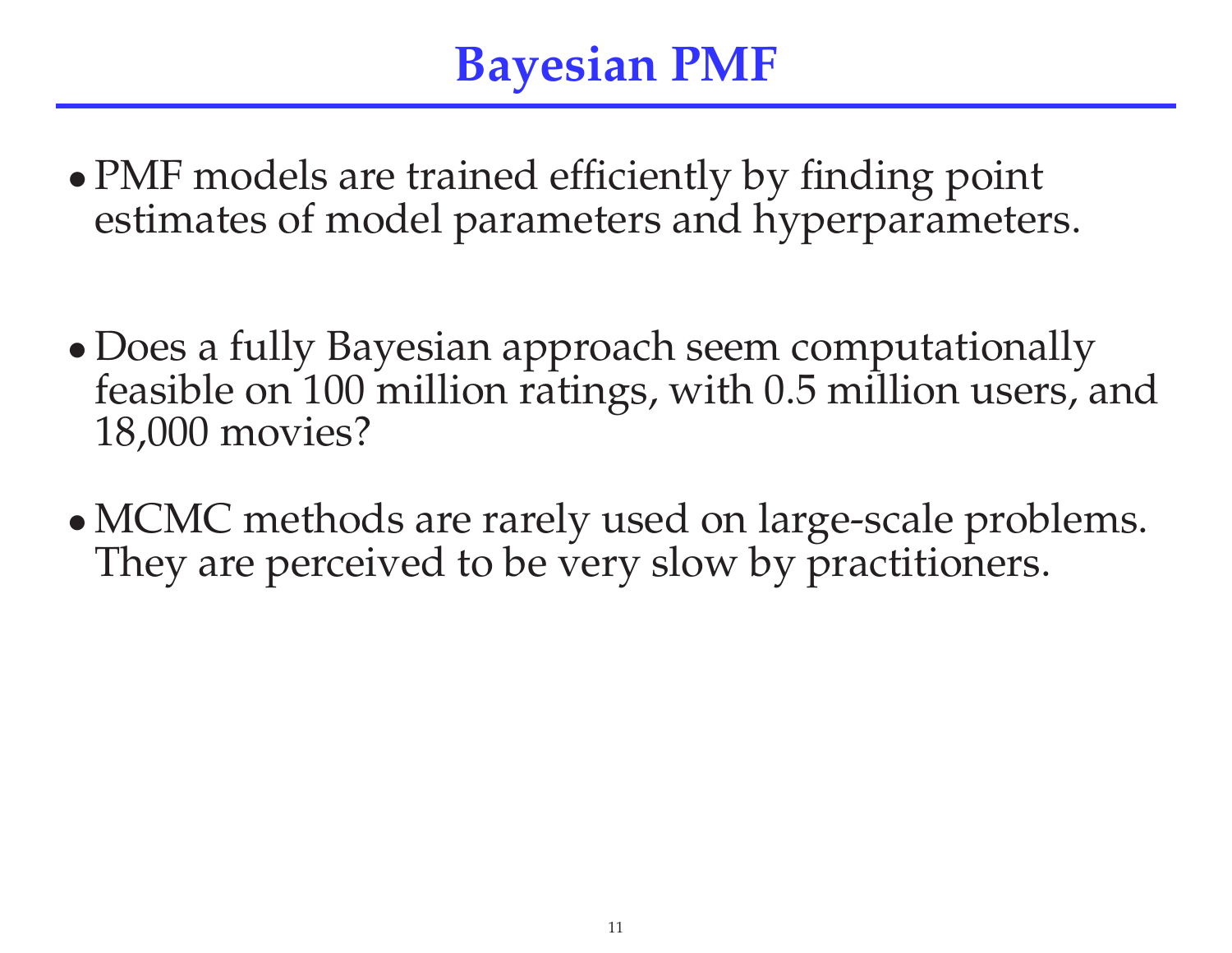# Bayesian PMF

- PMF models are trained efficiently by finding point estimates of model parameters and hyperparameters.

- Does a fully Bayesian approach seem computationally feasible on 100 million ratings, with 0.5 million users, and 18,000 movies?

- MCMC methods are rarely used on large-scale problems. They are perceived to be very slow by practitioners.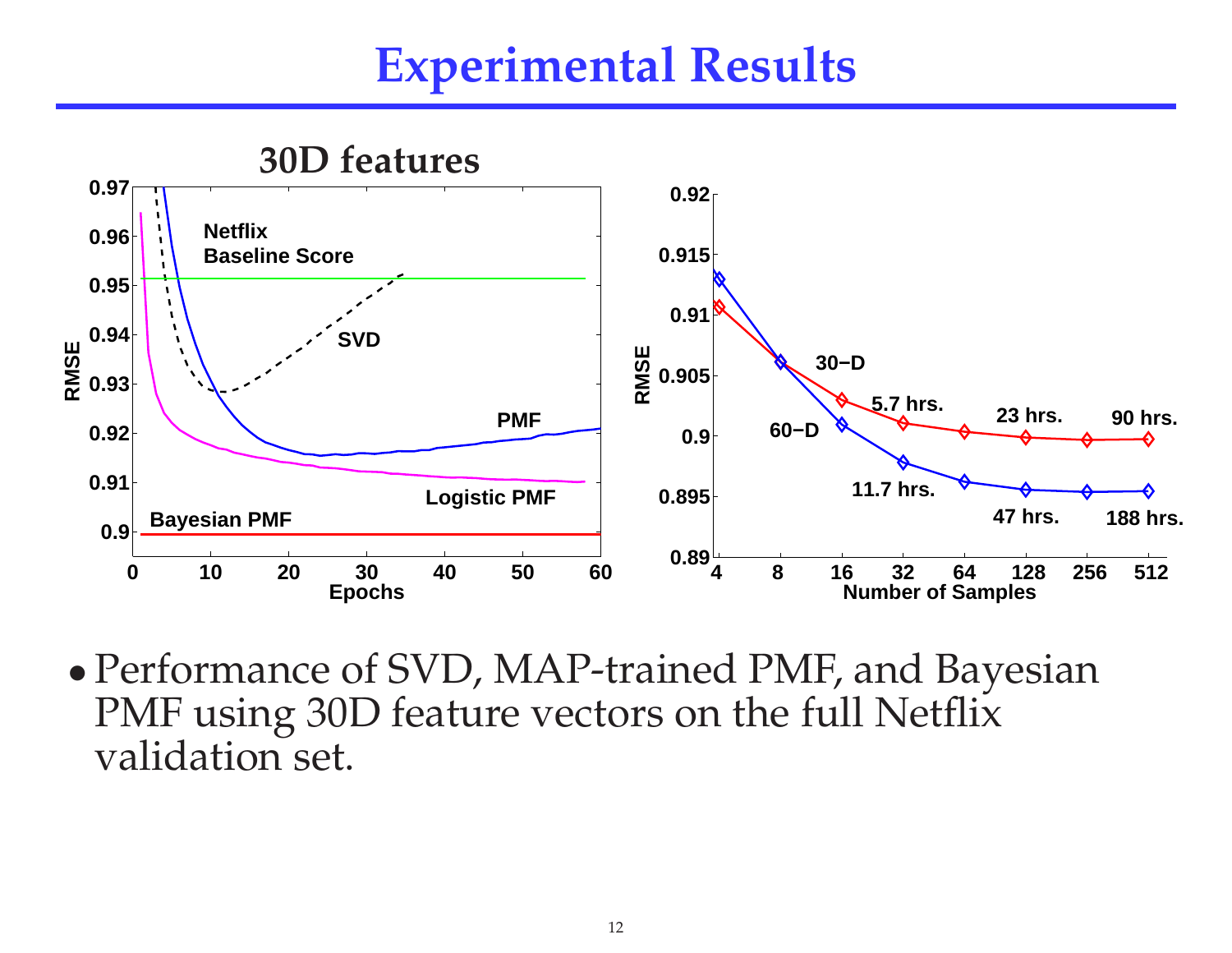# Experimental Results

- Performance of SVD, MAP-trained PMF, and Bayesian PMF using 30D feature vectors on the full Netflix validation set.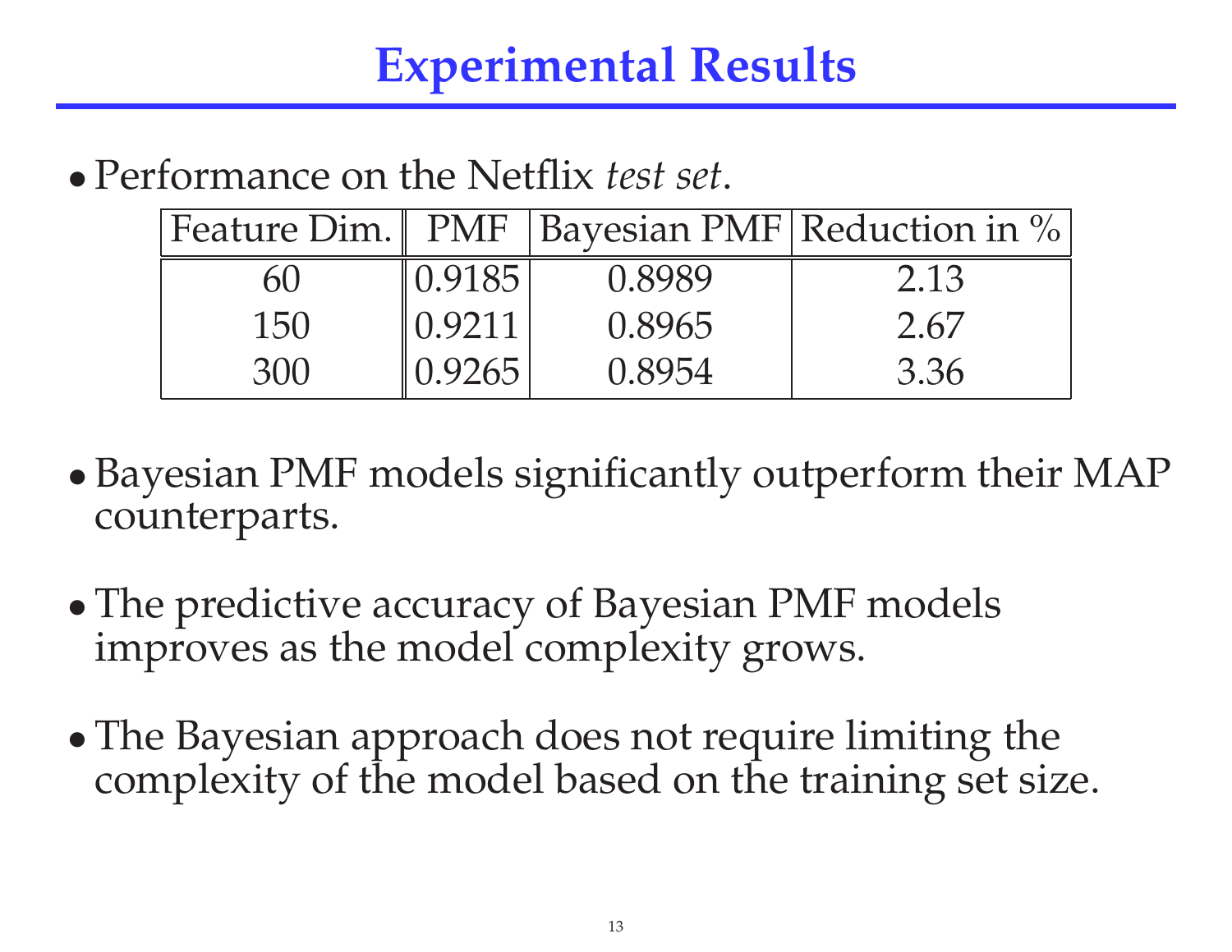# Experimental Results

- Performance on the Netflix *test set*.

| Feature Dim. | PMF | Bayesian PMF | Reduction in % |
|---|---|---|---|
| 60 | 0.9185 | 0.8989 | 2.13 |
| 150 | 0.9211 | 0.8965 | 2.67 |
| 300 | 0.9265 | 0.8954 | 3.36 |

- Bayesian PMF models significantly outperform their MAP counterparts.

- The predictive accuracy of Bayesian PMF models improves as the model complexity grows.

- The Bayesian approach does not require limiting the complexity of the model based on the training set size.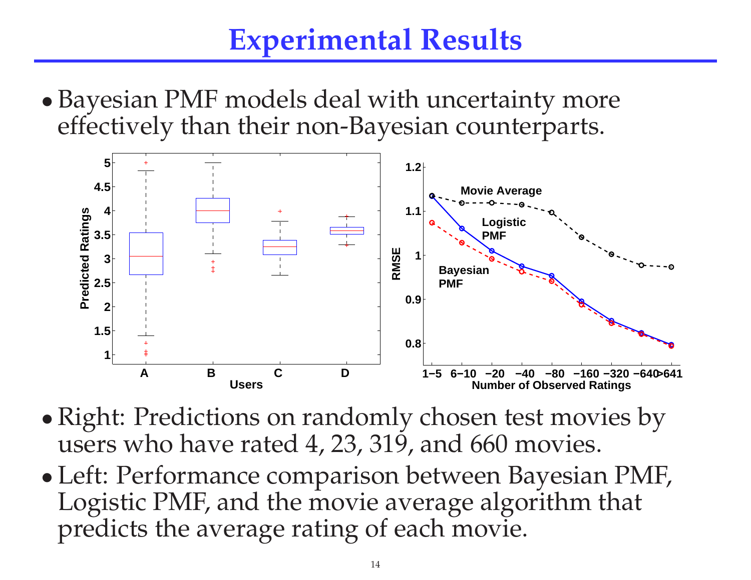# Experimental Results

- Bayesian PMF models deal with uncertainty more effectively than their non-Bayesian counterparts.

- Right: Predictions on randomly chosen test movies by users who have rated 4, 23, 319, and 660 movies.
- Left: Performance comparison between Bayesian PMF, Logistic PMF, and the movie average algorithm that predicts the average rating of each movie.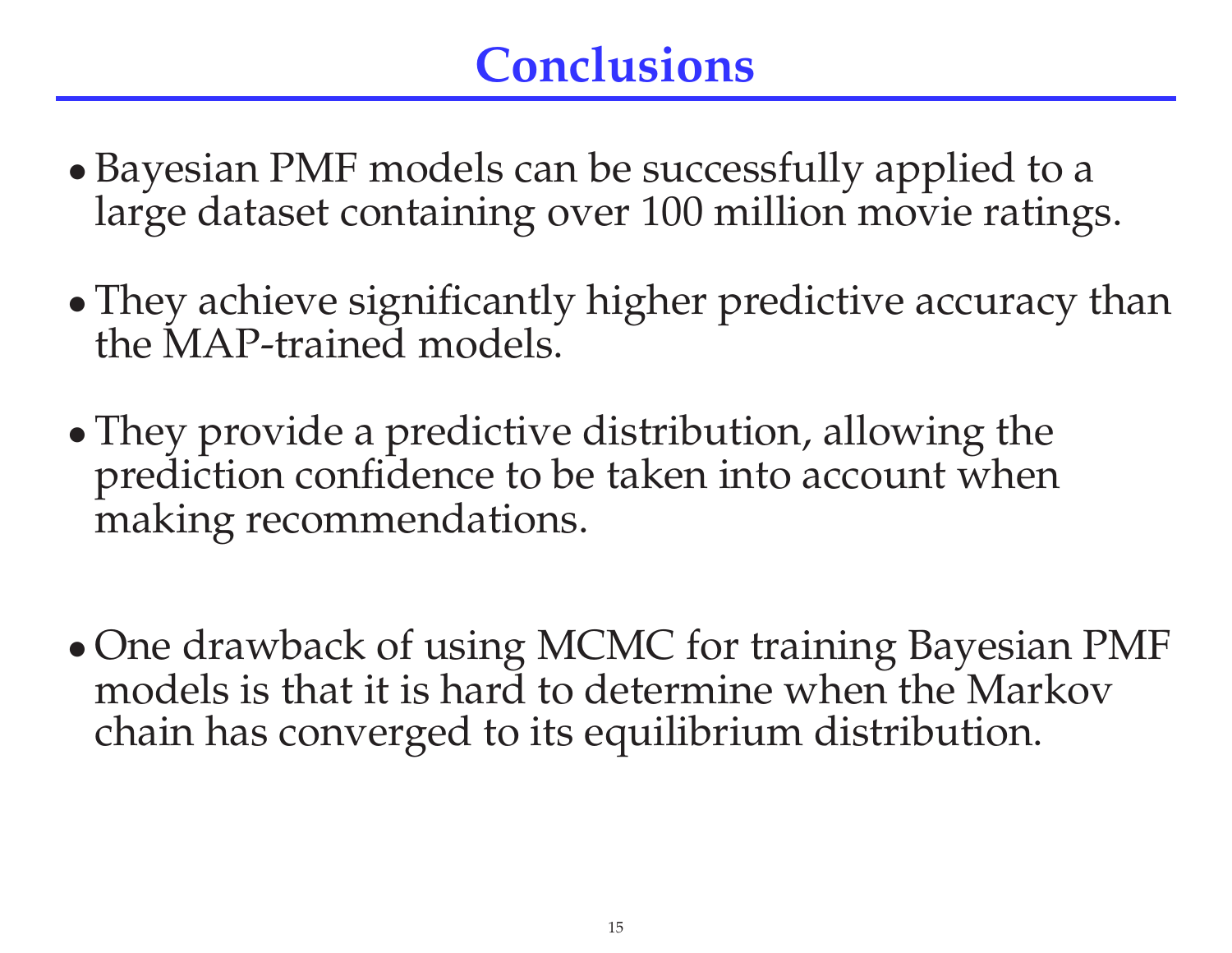# Conclusions

- Bayesian PMF models can be successfully applied to a large dataset containing over 100 million movie ratings.

- They achieve significantly higher predictive accuracy than the MAP-trained models.

- They provide a predictive distribution, allowing the prediction confidence to be taken into account when making recommendations.

- One drawback of using MCMC for training Bayesian PMF models is that it is hard to determine when the Markov chain has converged to its equilibrium distribution.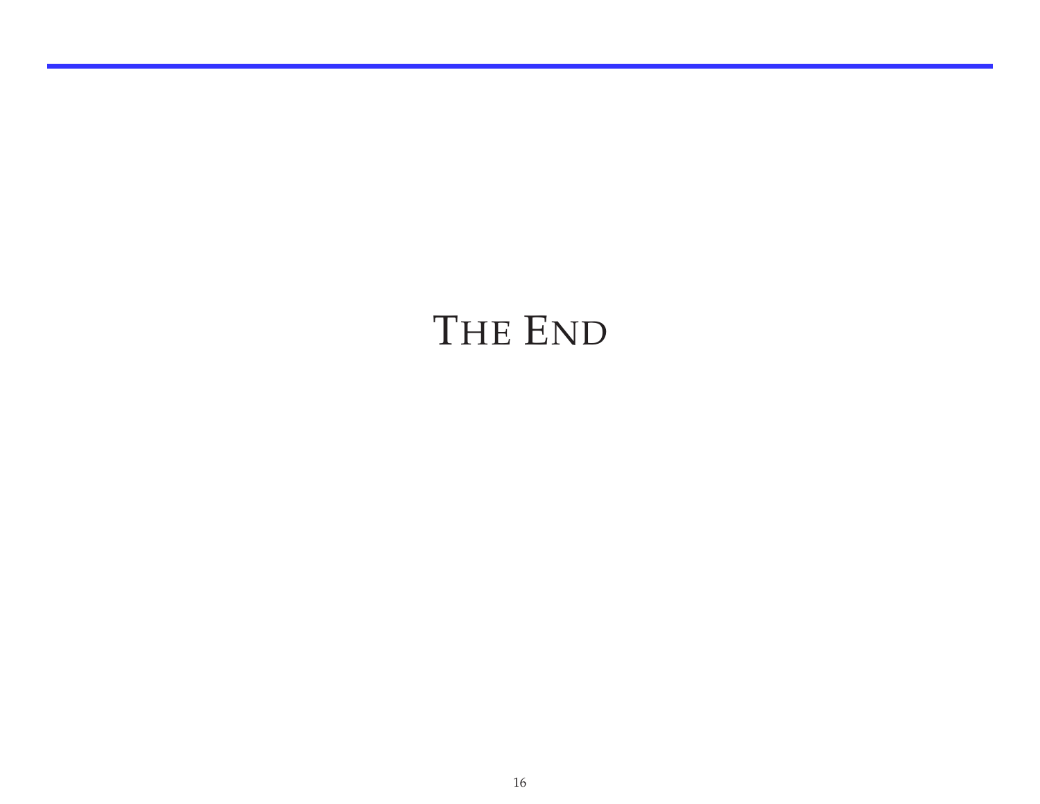# THE END